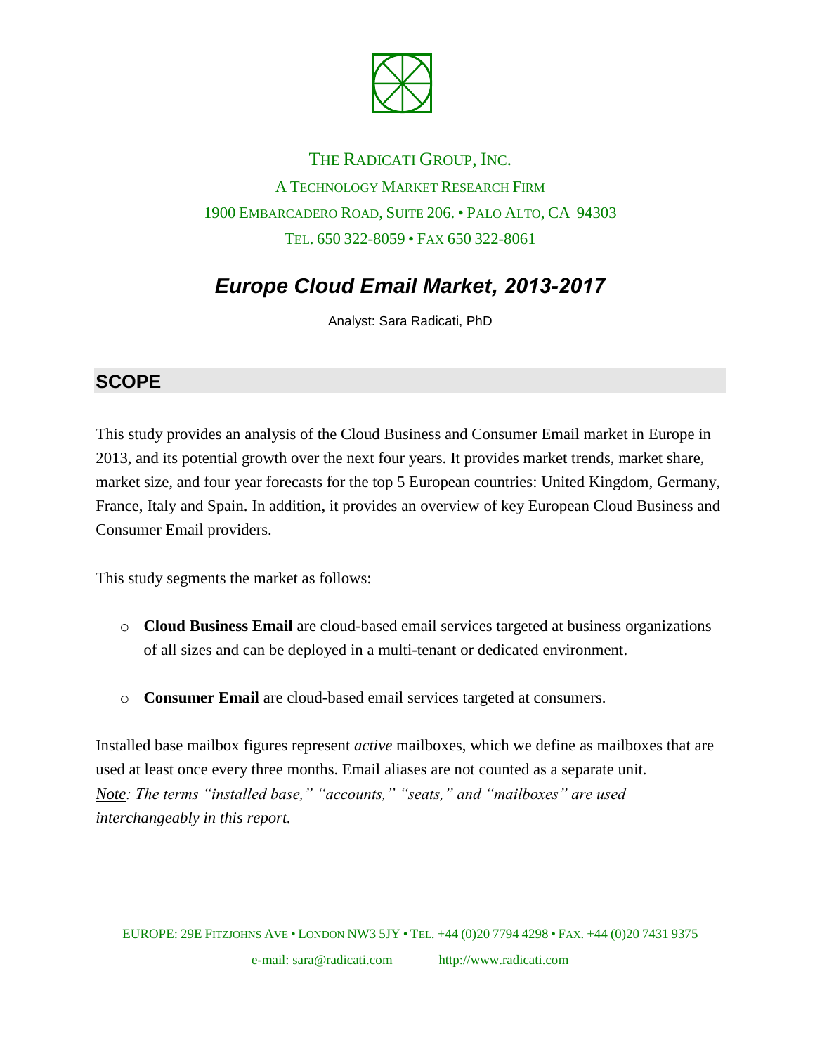THE RADICATI GROUP, INC.

A TECHNOLOGY MARKET RESEARCH FIRM

1900 EMBARCADERO ROAD, SUITE 206. • PALO ALTO, CA 94303

TEL. 650 322-8059 • FAX 650 322-8061

# *Europe Cloud Email Market, 2013-2017*

Analyst: Sara Radicati, PhD

## SCOPE

This study provides an analysis of the Cloud Business and Consumer Email market in Europe in 2013, and its potential growth over the next four years. It provides market trends, market share, market size, and four year forecasts for the top 5 European countries: United Kingdom, Germany, France, Italy and Spain. In addition, it provides an overview of key European Cloud Business and Consumer Email providers.

This study segments the market as follows:

- **Cloud Business Email** are cloud-based email services targeted at business organizations of all sizes and can be deployed in a multi-tenant or dedicated environment.
- **Consumer Email** are cloud-based email services targeted at consumers.

Installed base mailbox figures represent *active* mailboxes, which we define as mailboxes that are used at least once every three months. Email aliases are not counted as a separate unit.
*Note: The terms "installed base," "accounts," "seats," and "mailboxes" are used interchangeably in this report.*

EUROPE: 29E FITZJOHNS AVE • LONDON NW3 5JY • TEL. +44 (0)20 7794 4298 • FAX. +44 (0)20 7431 9375

e-mail: sara@radicati.com http://www.radicati.com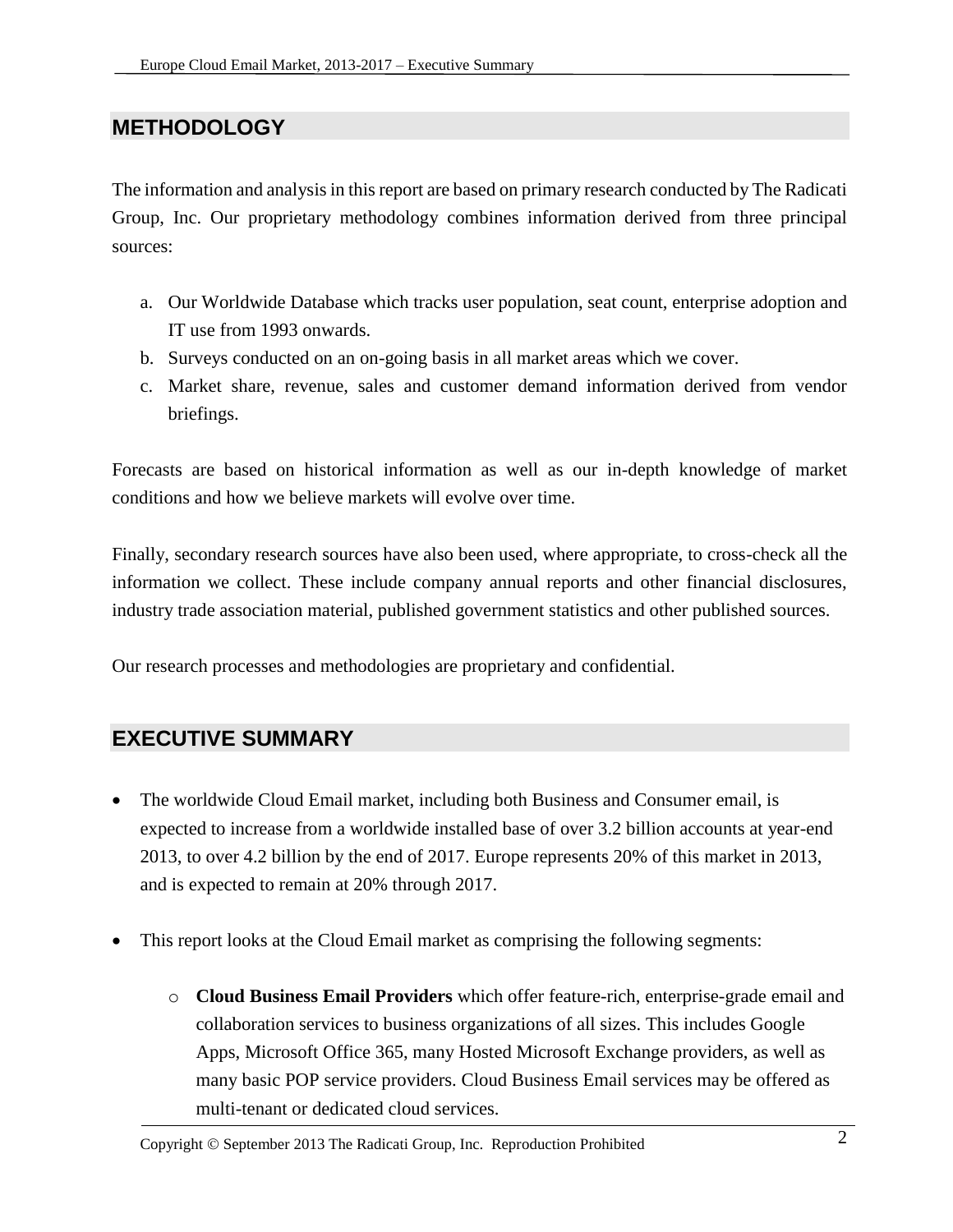## METHODOLOGY

The information and analysis in this report are based on primary research conducted by The Radicati Group, Inc. Our proprietary methodology combines information derived from three principal sources:

a. Our Worldwide Database which tracks user population, seat count, enterprise adoption and IT use from 1993 onwards.
b. Surveys conducted on an on-going basis in all market areas which we cover.
c. Market share, revenue, sales and customer demand information derived from vendor briefings.

Forecasts are based on historical information as well as our in-depth knowledge of market conditions and how we believe markets will evolve over time.

Finally, secondary research sources have also been used, where appropriate, to cross-check all the information we collect. These include company annual reports and other financial disclosures, industry trade association material, published government statistics and other published sources.

Our research processes and methodologies are proprietary and confidential.

## EXECUTIVE SUMMARY

- The worldwide Cloud Email market, including both Business and Consumer email, is expected to increase from a worldwide installed base of over 3.2 billion accounts at year-end 2013, to over 4.2 billion by the end of 2017. Europe represents 20% of this market in 2013, and is expected to remain at 20% through 2017.

- This report looks at the Cloud Email market as comprising the following segments:

  - **Cloud Business Email Providers** which offer feature-rich, enterprise-grade email and collaboration services to business organizations of all sizes. This includes Google Apps, Microsoft Office 365, many Hosted Microsoft Exchange providers, as well as many basic POP service providers. Cloud Business Email services may be offered as multi-tenant or dedicated cloud services.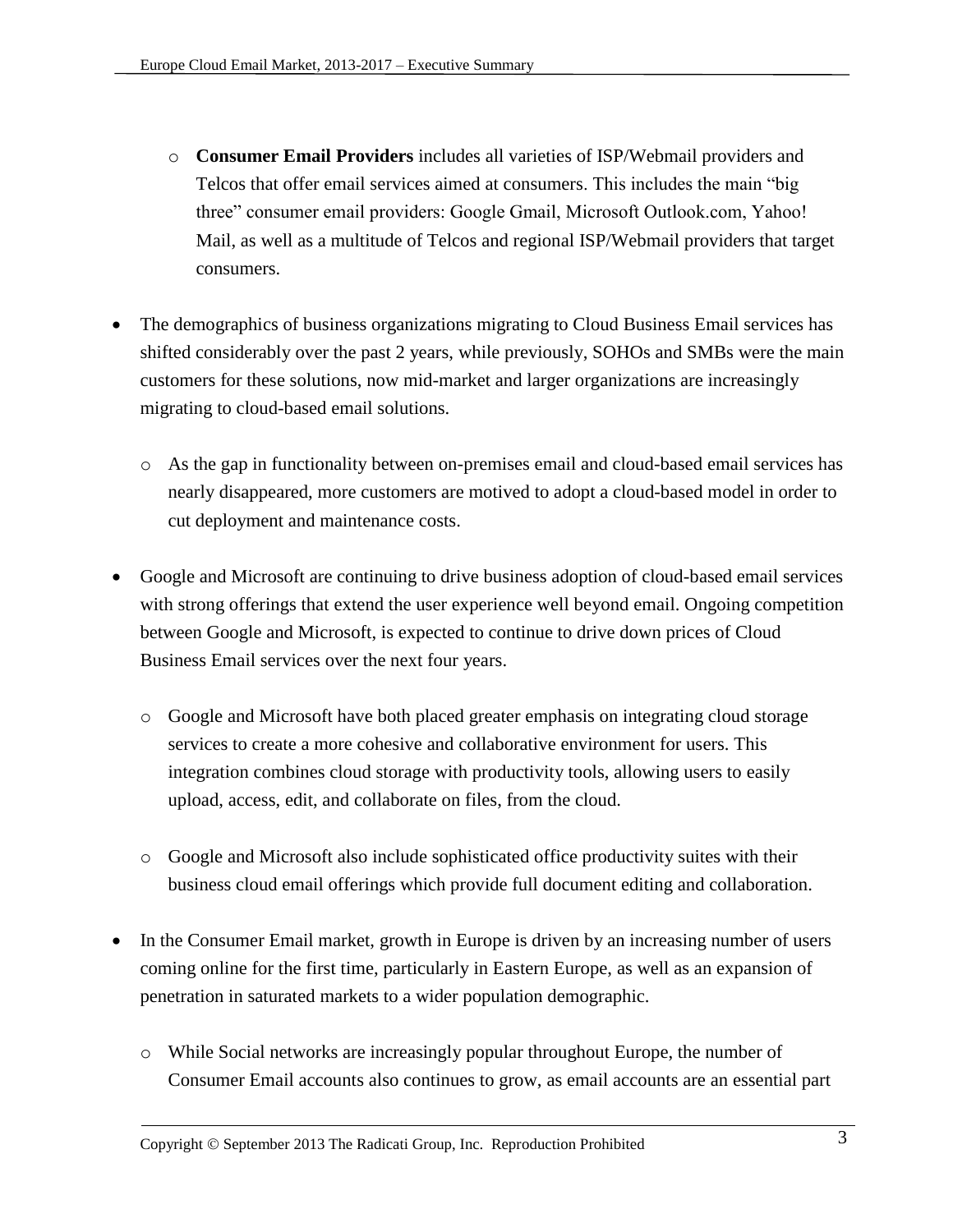- **Consumer Email Providers** includes all varieties of ISP/Webmail providers and Telcos that offer email services aimed at consumers. This includes the main "big three" consumer email providers: Google Gmail, Microsoft Outlook.com, Yahoo! Mail, as well as a multitude of Telcos and regional ISP/Webmail providers that target consumers.

- The demographics of business organizations migrating to Cloud Business Email services has shifted considerably over the past 2 years, while previously, SOHOs and SMBs were the main customers for these solutions, now mid-market and larger organizations are increasingly migrating to cloud-based email solutions.

  - As the gap in functionality between on-premises email and cloud-based email services has nearly disappeared, more customers are motived to adopt a cloud-based model in order to cut deployment and maintenance costs.

- Google and Microsoft are continuing to drive business adoption of cloud-based email services with strong offerings that extend the user experience well beyond email. Ongoing competition between Google and Microsoft, is expected to continue to drive down prices of Cloud Business Email services over the next four years.

  - Google and Microsoft have both placed greater emphasis on integrating cloud storage services to create a more cohesive and collaborative environment for users. This integration combines cloud storage with productivity tools, allowing users to easily upload, access, edit, and collaborate on files, from the cloud.

  - Google and Microsoft also include sophisticated office productivity suites with their business cloud email offerings which provide full document editing and collaboration.

- In the Consumer Email market, growth in Europe is driven by an increasing number of users coming online for the first time, particularly in Eastern Europe, as well as an expansion of penetration in saturated markets to a wider population demographic.

  - While Social networks are increasingly popular throughout Europe, the number of Consumer Email accounts also continues to grow, as email accounts are an essential part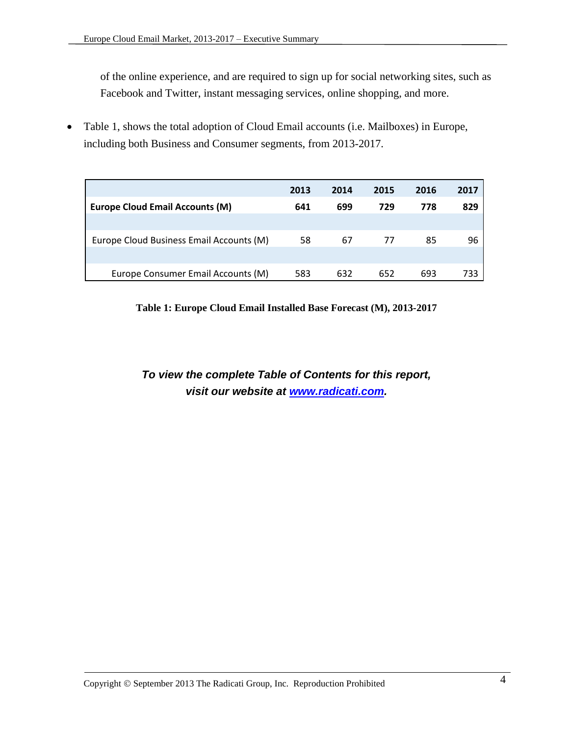of the online experience, and are required to sign up for social networking sites, such as Facebook and Twitter, instant messaging services, online shopping, and more.

- Table 1, shows the total adoption of Cloud Email accounts (i.e. Mailboxes) in Europe, including both Business and Consumer segments, from 2013-2017.

| | 2013 | 2014 | 2015 | 2016 | 2017 |
|---|---|---|---|---|---|
| **Europe Cloud Email Accounts (M)** | **641** | **699** | **729** | **778** | **829** |
| | | | | | |
| Europe Cloud Business Email Accounts (M) | 58 | 67 | 77 | 85 | 96 |
| | | | | | |
| Europe Consumer Email Accounts (M) | 583 | 632 | 652 | 693 | 733 |

**Table 1: Europe Cloud Email Installed Base Forecast (M), 2013-2017**

***To view the complete Table of Contents for this report, visit our website at [www.radicati.com](http://www.radicati.com).***